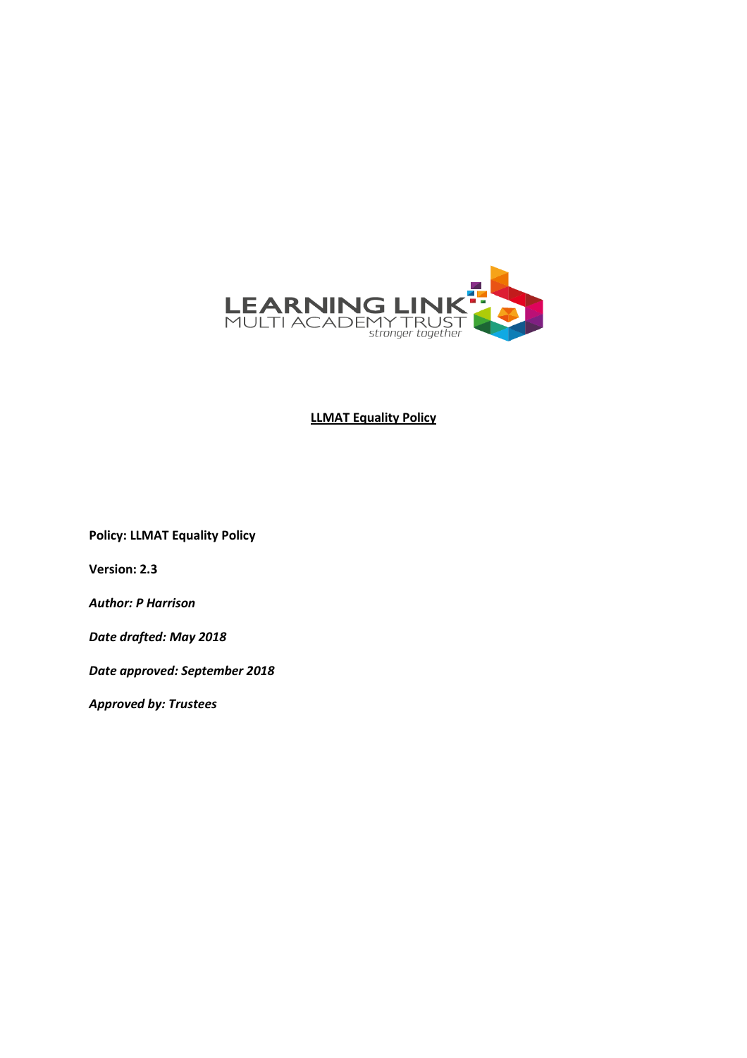LEARNING LINK
MULTI ACADEMY TRUST
*stronger together*

# LLMAT Equality Policy

**Policy: LLMAT Equality Policy**

**Version: 2.3**

***Author: P Harrison***

***Date drafted: May 2018***

***Date approved: September 2018***

***Approved by: Trustees***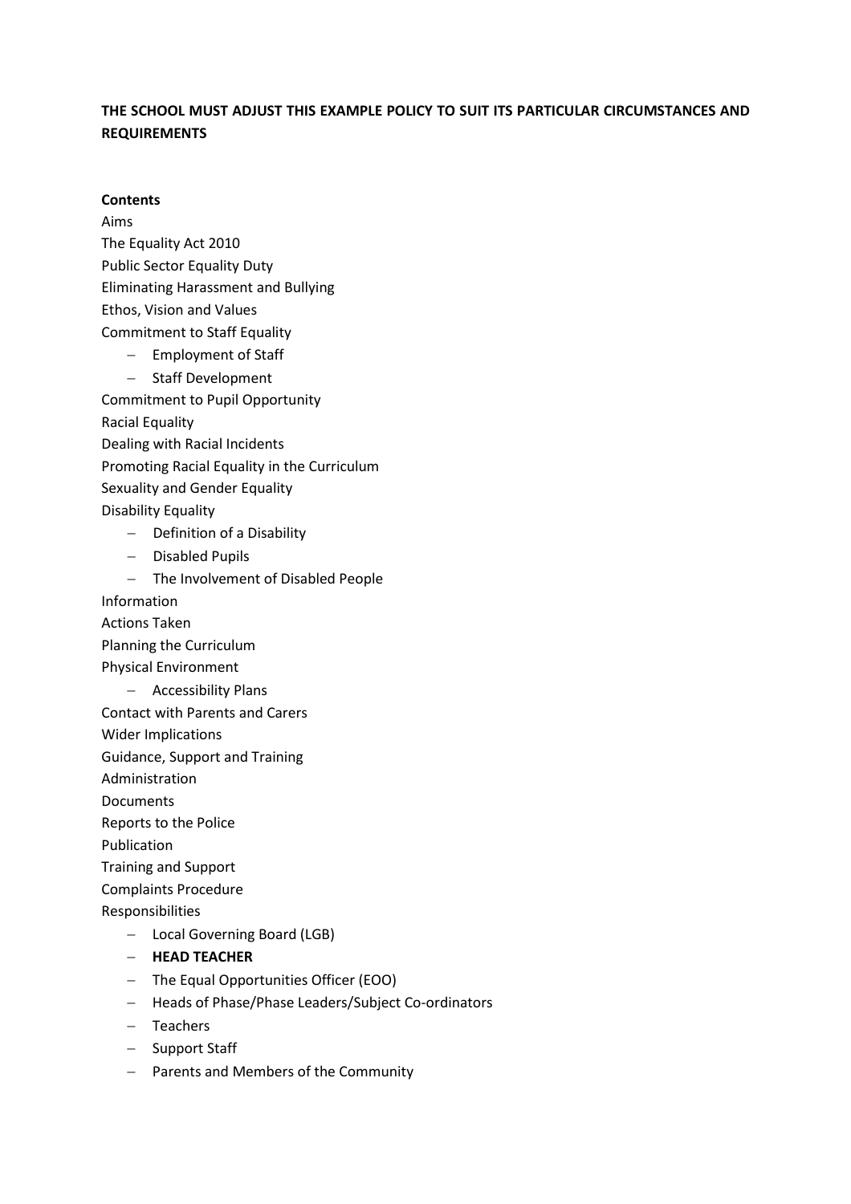**THE SCHOOL MUST ADJUST THIS EXAMPLE POLICY TO SUIT ITS PARTICULAR CIRCUMSTANCES AND REQUIREMENTS**

**Contents**

Aims
The Equality Act 2010
Public Sector Equality Duty
Eliminating Harassment and Bullying
Ethos, Vision and Values
Commitment to Staff Equality

- Employment of Staff
- Staff Development

Commitment to Pupil Opportunity
Racial Equality
Dealing with Racial Incidents
Promoting Racial Equality in the Curriculum
Sexuality and Gender Equality
Disability Equality

- Definition of a Disability
- Disabled Pupils
- The Involvement of Disabled People

Information
Actions Taken
Planning the Curriculum
Physical Environment

- Accessibility Plans

Contact with Parents and Carers
Wider Implications
Guidance, Support and Training
Administration
Documents
Reports to the Police
Publication
Training and Support
Complaints Procedure
Responsibilities

- Local Governing Board (LGB)
- **HEAD TEACHER**
- The Equal Opportunities Officer (EOO)
- Heads of Phase/Phase Leaders/Subject Co-ordinators
- Teachers
- Support Staff
- Parents and Members of the Community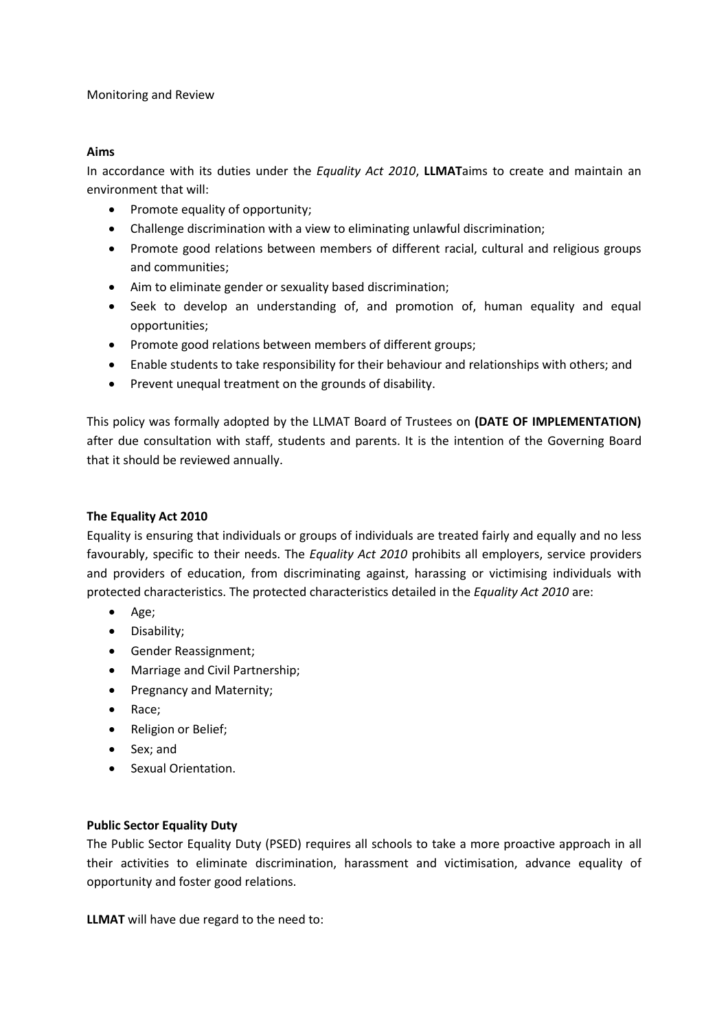Monitoring and Review

**Aims**

In accordance with its duties under the *Equality Act 2010*, **LLMAT**aims to create and maintain an environment that will:

- Promote equality of opportunity;
- Challenge discrimination with a view to eliminating unlawful discrimination;
- Promote good relations between members of different racial, cultural and religious groups and communities;
- Aim to eliminate gender or sexuality based discrimination;
- Seek to develop an understanding of, and promotion of, human equality and equal opportunities;
- Promote good relations between members of different groups;
- Enable students to take responsibility for their behaviour and relationships with others; and
- Prevent unequal treatment on the grounds of disability.

This policy was formally adopted by the LLMAT Board of Trustees on **(DATE OF IMPLEMENTATION)** after due consultation with staff, students and parents. It is the intention of the Governing Board that it should be reviewed annually.

**The Equality Act 2010**

Equality is ensuring that individuals or groups of individuals are treated fairly and equally and no less favourably, specific to their needs. The *Equality Act 2010* prohibits all employers, service providers and providers of education, from discriminating against, harassing or victimising individuals with protected characteristics. The protected characteristics detailed in the *Equality Act 2010* are:

- Age;
- Disability;
- Gender Reassignment;
- Marriage and Civil Partnership;
- Pregnancy and Maternity;
- Race;
- Religion or Belief;
- Sex; and
- Sexual Orientation.

**Public Sector Equality Duty**

The Public Sector Equality Duty (PSED) requires all schools to take a more proactive approach in all their activities to eliminate discrimination, harassment and victimisation, advance equality of opportunity and foster good relations.

**LLMAT** will have due regard to the need to: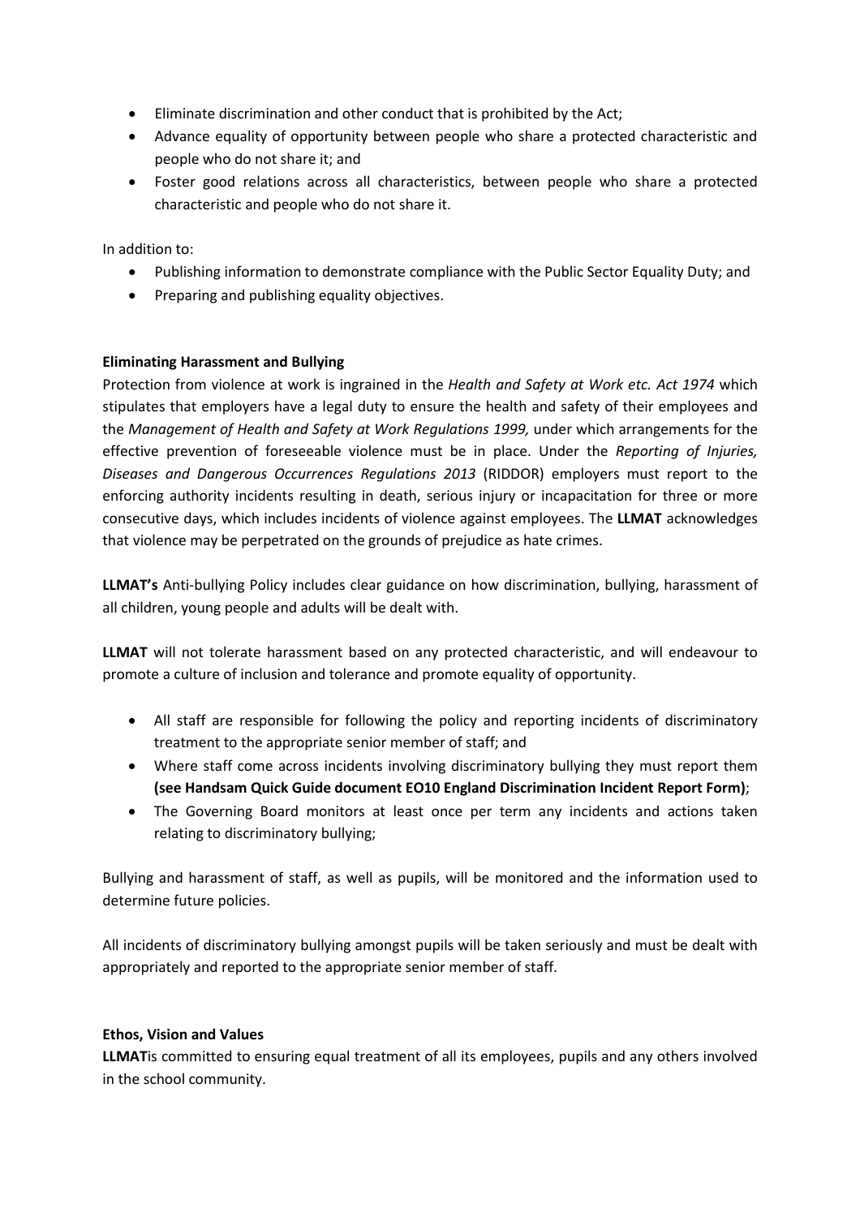- Eliminate discrimination and other conduct that is prohibited by the Act;
- Advance equality of opportunity between people who share a protected characteristic and people who do not share it; and
- Foster good relations across all characteristics, between people who share a protected characteristic and people who do not share it.

In addition to:

- Publishing information to demonstrate compliance with the Public Sector Equality Duty; and
- Preparing and publishing equality objectives.

**Eliminating Harassment and Bullying**

Protection from violence at work is ingrained in the *Health and Safety at Work etc. Act 1974* which stipulates that employers have a legal duty to ensure the health and safety of their employees and the *Management of Health and Safety at Work Regulations 1999,* under which arrangements for the effective prevention of foreseeable violence must be in place. Under the *Reporting of Injuries, Diseases and Dangerous Occurrences Regulations 2013* (RIDDOR) employers must report to the enforcing authority incidents resulting in death, serious injury or incapacitation for three or more consecutive days, which includes incidents of violence against employees. The **LLMAT** acknowledges that violence may be perpetrated on the grounds of prejudice as hate crimes.

**LLMAT's** Anti-bullying Policy includes clear guidance on how discrimination, bullying, harassment of all children, young people and adults will be dealt with.

**LLMAT** will not tolerate harassment based on any protected characteristic, and will endeavour to promote a culture of inclusion and tolerance and promote equality of opportunity.

- All staff are responsible for following the policy and reporting incidents of discriminatory treatment to the appropriate senior member of staff; and
- Where staff come across incidents involving discriminatory bullying they must report them **(see Handsam Quick Guide document EO10 England Discrimination Incident Report Form)**;
- The Governing Board monitors at least once per term any incidents and actions taken relating to discriminatory bullying;

Bullying and harassment of staff, as well as pupils, will be monitored and the information used to determine future policies.

All incidents of discriminatory bullying amongst pupils will be taken seriously and must be dealt with appropriately and reported to the appropriate senior member of staff.

**Ethos, Vision and Values**

**LLMAT**is committed to ensuring equal treatment of all its employees, pupils and any others involved in the school community.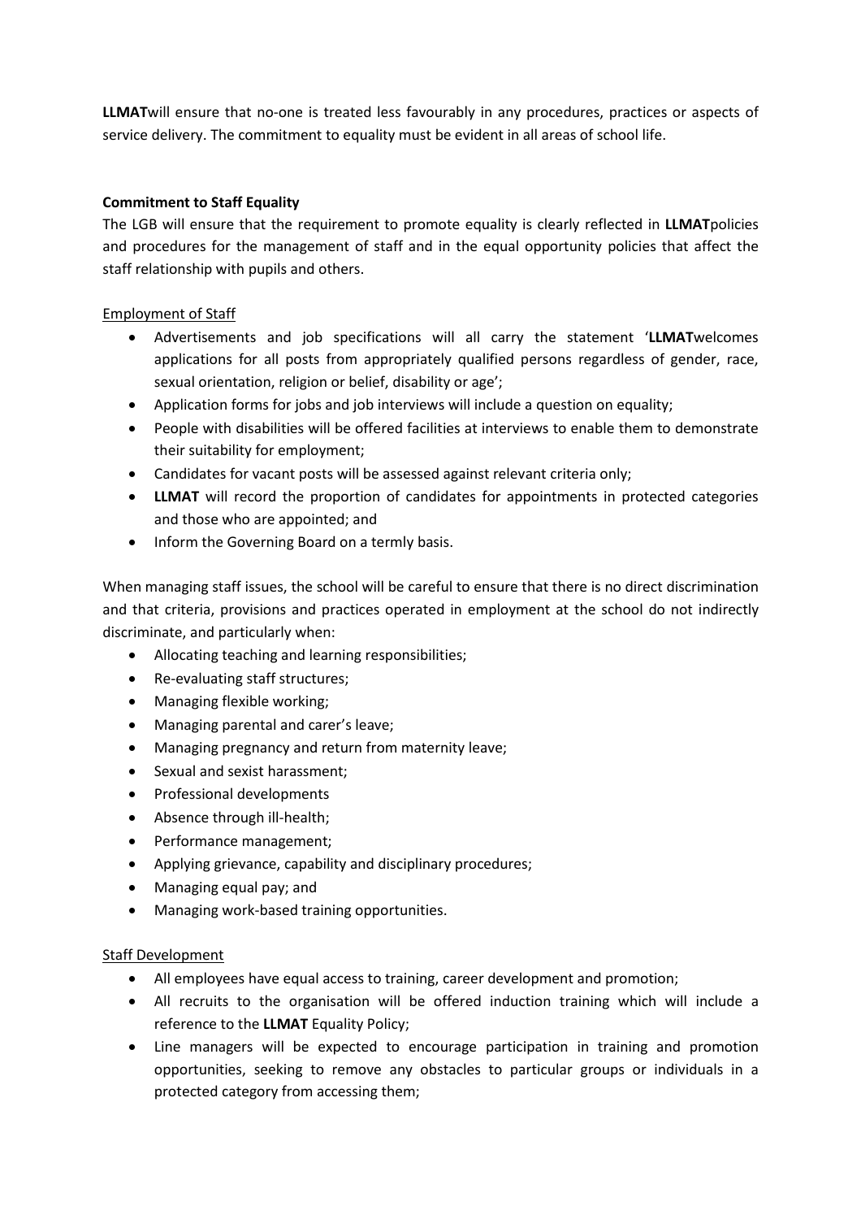**LLMAT**will ensure that no-one is treated less favourably in any procedures, practices or aspects of service delivery. The commitment to equality must be evident in all areas of school life.

**Commitment to Staff Equality**

The LGB will ensure that the requirement to promote equality is clearly reflected in **LLMAT**policies and procedures for the management of staff and in the equal opportunity policies that affect the staff relationship with pupils and others.

Employment of Staff

- Advertisements and job specifications will all carry the statement '**LLMAT**welcomes applications for all posts from appropriately qualified persons regardless of gender, race, sexual orientation, religion or belief, disability or age';
- Application forms for jobs and job interviews will include a question on equality;
- People with disabilities will be offered facilities at interviews to enable them to demonstrate their suitability for employment;
- Candidates for vacant posts will be assessed against relevant criteria only;
- **LLMAT** will record the proportion of candidates for appointments in protected categories and those who are appointed; and
- Inform the Governing Board on a termly basis.

When managing staff issues, the school will be careful to ensure that there is no direct discrimination and that criteria, provisions and practices operated in employment at the school do not indirectly discriminate, and particularly when:

- Allocating teaching and learning responsibilities;
- Re-evaluating staff structures;
- Managing flexible working;
- Managing parental and carer's leave;
- Managing pregnancy and return from maternity leave;
- Sexual and sexist harassment;
- Professional developments
- Absence through ill-health;
- Performance management;
- Applying grievance, capability and disciplinary procedures;
- Managing equal pay; and
- Managing work-based training opportunities.

Staff Development

- All employees have equal access to training, career development and promotion;
- All recruits to the organisation will be offered induction training which will include a reference to the **LLMAT** Equality Policy;
- Line managers will be expected to encourage participation in training and promotion opportunities, seeking to remove any obstacles to particular groups or individuals in a protected category from accessing them;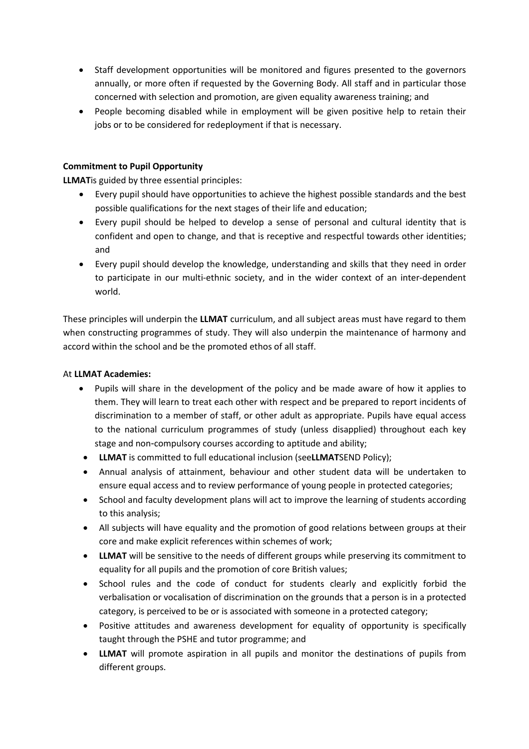- Staff development opportunities will be monitored and figures presented to the governors annually, or more often if requested by the Governing Body. All staff and in particular those concerned with selection and promotion, are given equality awareness training; and
- People becoming disabled while in employment will be given positive help to retain their jobs or to be considered for redeployment if that is necessary.

**Commitment to Pupil Opportunity**

**LLMAT**is guided by three essential principles:

- Every pupil should have opportunities to achieve the highest possible standards and the best possible qualifications for the next stages of their life and education;
- Every pupil should be helped to develop a sense of personal and cultural identity that is confident and open to change, and that is receptive and respectful towards other identities; and
- Every pupil should develop the knowledge, understanding and skills that they need in order to participate in our multi-ethnic society, and in the wider context of an inter-dependent world.

These principles will underpin the **LLMAT** curriculum, and all subject areas must have regard to them when constructing programmes of study. They will also underpin the maintenance of harmony and accord within the school and be the promoted ethos of all staff.

At **LLMAT Academies:**

- Pupils will share in the development of the policy and be made aware of how it applies to them. They will learn to treat each other with respect and be prepared to report incidents of discrimination to a member of staff, or other adult as appropriate. Pupils have equal access to the national curriculum programmes of study (unless disapplied) throughout each key stage and non-compulsory courses according to aptitude and ability;
- **LLMAT** is committed to full educational inclusion (see**LLMAT**SEND Policy);
- Annual analysis of attainment, behaviour and other student data will be undertaken to ensure equal access and to review performance of young people in protected categories;
- School and faculty development plans will act to improve the learning of students according to this analysis;
- All subjects will have equality and the promotion of good relations between groups at their core and make explicit references within schemes of work;
- **LLMAT** will be sensitive to the needs of different groups while preserving its commitment to equality for all pupils and the promotion of core British values;
- School rules and the code of conduct for students clearly and explicitly forbid the verbalisation or vocalisation of discrimination on the grounds that a person is in a protected category, is perceived to be or is associated with someone in a protected category;
- Positive attitudes and awareness development for equality of opportunity is specifically taught through the PSHE and tutor programme; and
- **LLMAT** will promote aspiration in all pupils and monitor the destinations of pupils from different groups.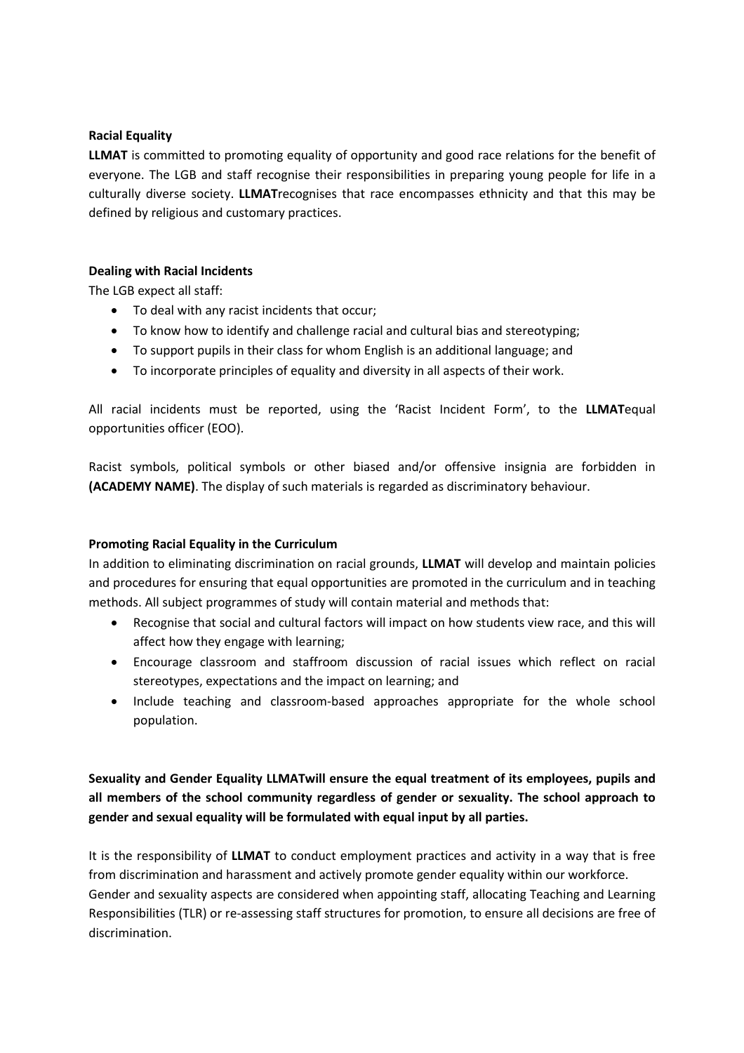**Racial Equality**

**LLMAT** is committed to promoting equality of opportunity and good race relations for the benefit of everyone. The LGB and staff recognise their responsibilities in preparing young people for life in a culturally diverse society. **LLMAT**recognises that race encompasses ethnicity and that this may be defined by religious and customary practices.

**Dealing with Racial Incidents**

The LGB expect all staff:

- To deal with any racist incidents that occur;
- To know how to identify and challenge racial and cultural bias and stereotyping;
- To support pupils in their class for whom English is an additional language; and
- To incorporate principles of equality and diversity in all aspects of their work.

All racial incidents must be reported, using the 'Racist Incident Form', to the **LLMAT**equal opportunities officer (EOO).

Racist symbols, political symbols or other biased and/or offensive insignia are forbidden in **(ACADEMY NAME)**. The display of such materials is regarded as discriminatory behaviour.

**Promoting Racial Equality in the Curriculum**

In addition to eliminating discrimination on racial grounds, **LLMAT** will develop and maintain policies and procedures for ensuring that equal opportunities are promoted in the curriculum and in teaching methods. All subject programmes of study will contain material and methods that:

- Recognise that social and cultural factors will impact on how students view race, and this will affect how they engage with learning;
- Encourage classroom and staffroom discussion of racial issues which reflect on racial stereotypes, expectations and the impact on learning; and
- Include teaching and classroom-based approaches appropriate for the whole school population.

**Sexuality and Gender Equality LLMATwill ensure the equal treatment of its employees, pupils and all members of the school community regardless of gender or sexuality. The school approach to gender and sexual equality will be formulated with equal input by all parties.**

It is the responsibility of **LLMAT** to conduct employment practices and activity in a way that is free from discrimination and harassment and actively promote gender equality within our workforce. Gender and sexuality aspects are considered when appointing staff, allocating Teaching and Learning Responsibilities (TLR) or re-assessing staff structures for promotion, to ensure all decisions are free of discrimination.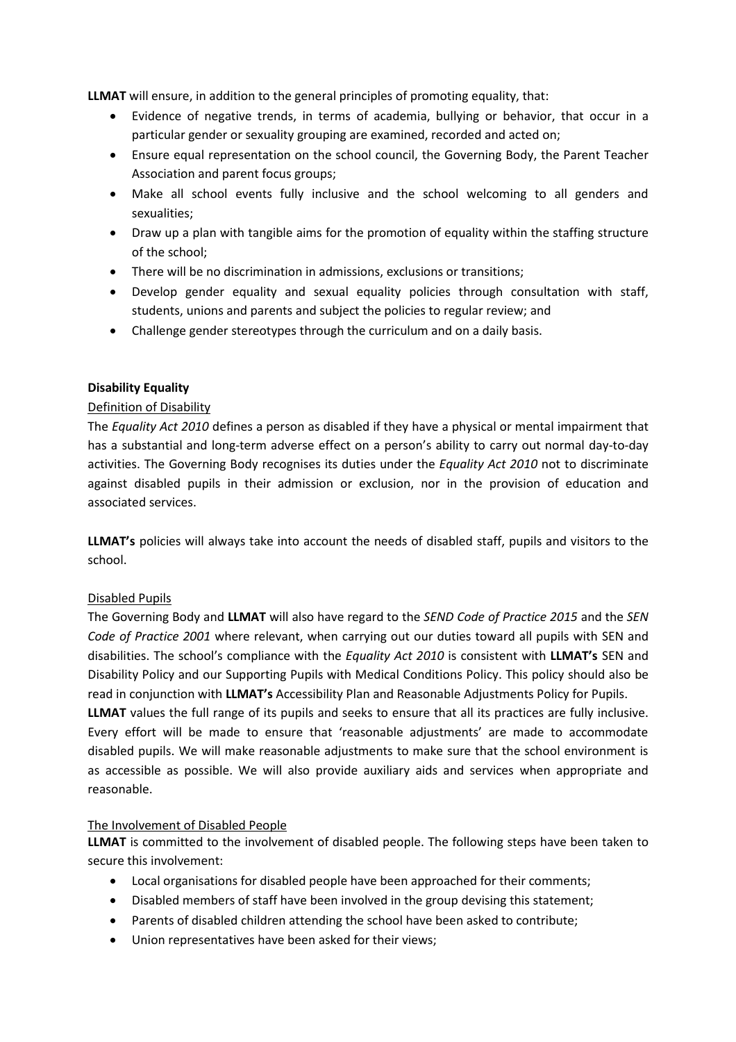**LLMAT** will ensure, in addition to the general principles of promoting equality, that:

- Evidence of negative trends, in terms of academia, bullying or behavior, that occur in a particular gender or sexuality grouping are examined, recorded and acted on;
- Ensure equal representation on the school council, the Governing Body, the Parent Teacher Association and parent focus groups;
- Make all school events fully inclusive and the school welcoming to all genders and sexualities;
- Draw up a plan with tangible aims for the promotion of equality within the staffing structure of the school;
- There will be no discrimination in admissions, exclusions or transitions;
- Develop gender equality and sexual equality policies through consultation with staff, students, unions and parents and subject the policies to regular review; and
- Challenge gender stereotypes through the curriculum and on a daily basis.

**Disability Equality**

Definition of Disability

The *Equality Act 2010* defines a person as disabled if they have a physical or mental impairment that has a substantial and long-term adverse effect on a person's ability to carry out normal day-to-day activities. The Governing Body recognises its duties under the *Equality Act 2010* not to discriminate against disabled pupils in their admission or exclusion, nor in the provision of education and associated services.

**LLMAT's** policies will always take into account the needs of disabled staff, pupils and visitors to the school.

Disabled Pupils

The Governing Body and **LLMAT** will also have regard to the *SEND Code of Practice 2015* and the *SEN Code of Practice 2001* where relevant, when carrying out our duties toward all pupils with SEN and disabilities. The school's compliance with the *Equality Act 2010* is consistent with **LLMAT's** SEN and Disability Policy and our Supporting Pupils with Medical Conditions Policy. This policy should also be read in conjunction with **LLMAT's** Accessibility Plan and Reasonable Adjustments Policy for Pupils.

**LLMAT** values the full range of its pupils and seeks to ensure that all its practices are fully inclusive. Every effort will be made to ensure that 'reasonable adjustments' are made to accommodate disabled pupils. We will make reasonable adjustments to make sure that the school environment is as accessible as possible. We will also provide auxiliary aids and services when appropriate and reasonable.

The Involvement of Disabled People

**LLMAT** is committed to the involvement of disabled people. The following steps have been taken to secure this involvement:

- Local organisations for disabled people have been approached for their comments;
- Disabled members of staff have been involved in the group devising this statement;
- Parents of disabled children attending the school have been asked to contribute;
- Union representatives have been asked for their views;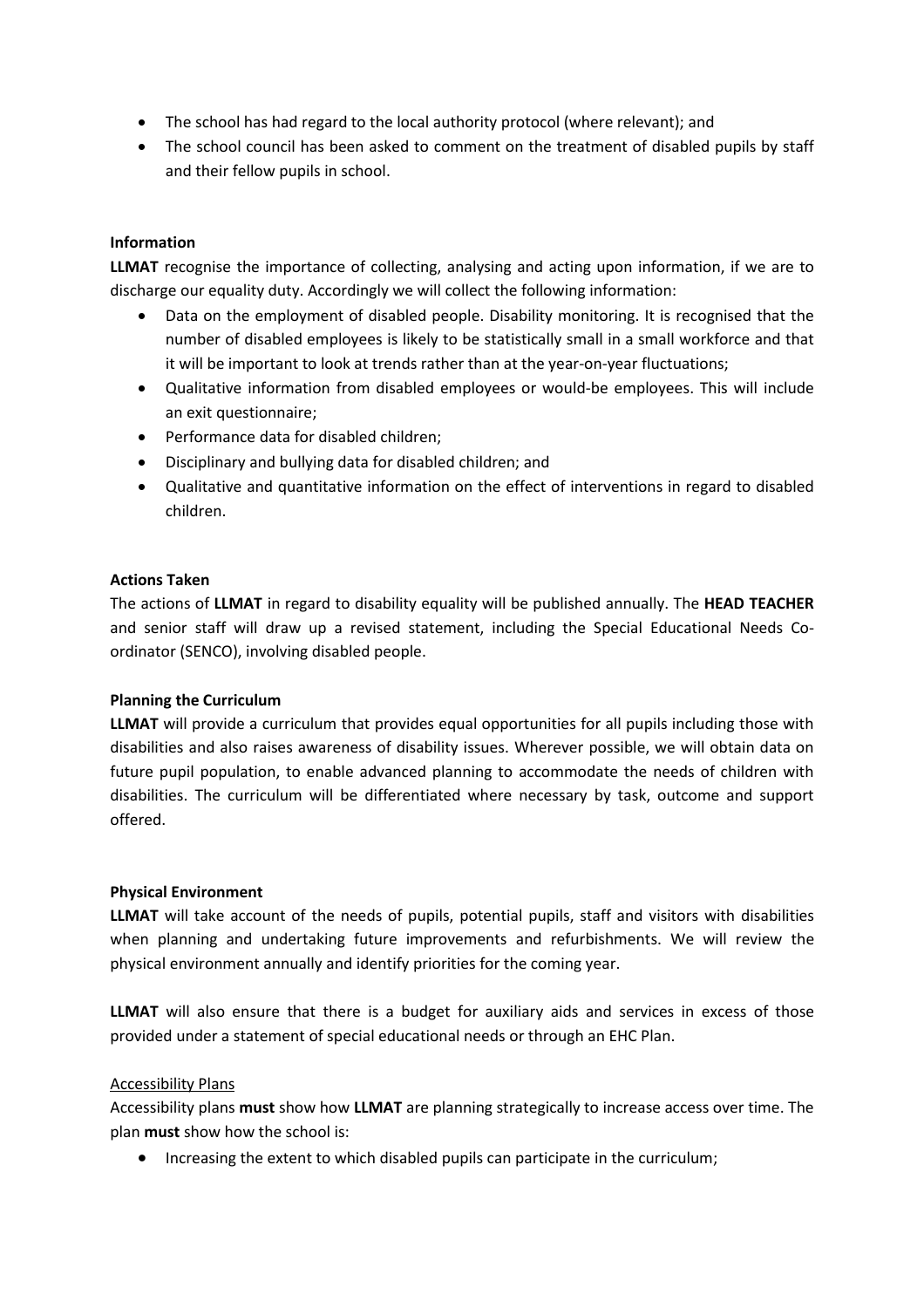- The school has had regard to the local authority protocol (where relevant); and
- The school council has been asked to comment on the treatment of disabled pupils by staff and their fellow pupils in school.

**Information**

**LLMAT** recognise the importance of collecting, analysing and acting upon information, if we are to discharge our equality duty. Accordingly we will collect the following information:

- Data on the employment of disabled people. Disability monitoring. It is recognised that the number of disabled employees is likely to be statistically small in a small workforce and that it will be important to look at trends rather than at the year-on-year fluctuations;
- Qualitative information from disabled employees or would-be employees. This will include an exit questionnaire;
- Performance data for disabled children;
- Disciplinary and bullying data for disabled children; and
- Qualitative and quantitative information on the effect of interventions in regard to disabled children.

**Actions Taken**

The actions of **LLMAT** in regard to disability equality will be published annually. The **HEAD TEACHER** and senior staff will draw up a revised statement, including the Special Educational Needs Co-ordinator (SENCO), involving disabled people.

**Planning the Curriculum**

**LLMAT** will provide a curriculum that provides equal opportunities for all pupils including those with disabilities and also raises awareness of disability issues. Wherever possible, we will obtain data on future pupil population, to enable advanced planning to accommodate the needs of children with disabilities. The curriculum will be differentiated where necessary by task, outcome and support offered.

**Physical Environment**

**LLMAT** will take account of the needs of pupils, potential pupils, staff and visitors with disabilities when planning and undertaking future improvements and refurbishments. We will review the physical environment annually and identify priorities for the coming year.

**LLMAT** will also ensure that there is a budget for auxiliary aids and services in excess of those provided under a statement of special educational needs or through an EHC Plan.

<u>Accessibility Plans</u>

Accessibility plans **must** show how **LLMAT** are planning strategically to increase access over time. The plan **must** show how the school is:

- Increasing the extent to which disabled pupils can participate in the curriculum;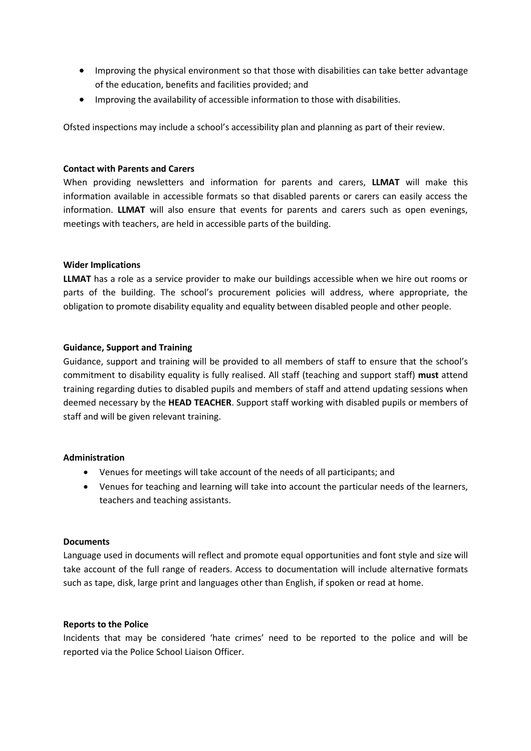- Improving the physical environment so that those with disabilities can take better advantage of the education, benefits and facilities provided; and
- Improving the availability of accessible information to those with disabilities.

Ofsted inspections may include a school's accessibility plan and planning as part of their review.

**Contact with Parents and Carers**

When providing newsletters and information for parents and carers, **LLMAT** will make this information available in accessible formats so that disabled parents or carers can easily access the information. **LLMAT** will also ensure that events for parents and carers such as open evenings, meetings with teachers, are held in accessible parts of the building.

**Wider Implications**

**LLMAT** has a role as a service provider to make our buildings accessible when we hire out rooms or parts of the building. The school's procurement policies will address, where appropriate, the obligation to promote disability equality and equality between disabled people and other people.

**Guidance, Support and Training**

Guidance, support and training will be provided to all members of staff to ensure that the school's commitment to disability equality is fully realised. All staff (teaching and support staff) **must** attend training regarding duties to disabled pupils and members of staff and attend updating sessions when deemed necessary by the **HEAD TEACHER**. Support staff working with disabled pupils or members of staff and will be given relevant training.

**Administration**

- Venues for meetings will take account of the needs of all participants; and
- Venues for teaching and learning will take into account the particular needs of the learners, teachers and teaching assistants.

**Documents**

Language used in documents will reflect and promote equal opportunities and font style and size will take account of the full range of readers. Access to documentation will include alternative formats such as tape, disk, large print and languages other than English, if spoken or read at home.

**Reports to the Police**

Incidents that may be considered 'hate crimes' need to be reported to the police and will be reported via the Police School Liaison Officer.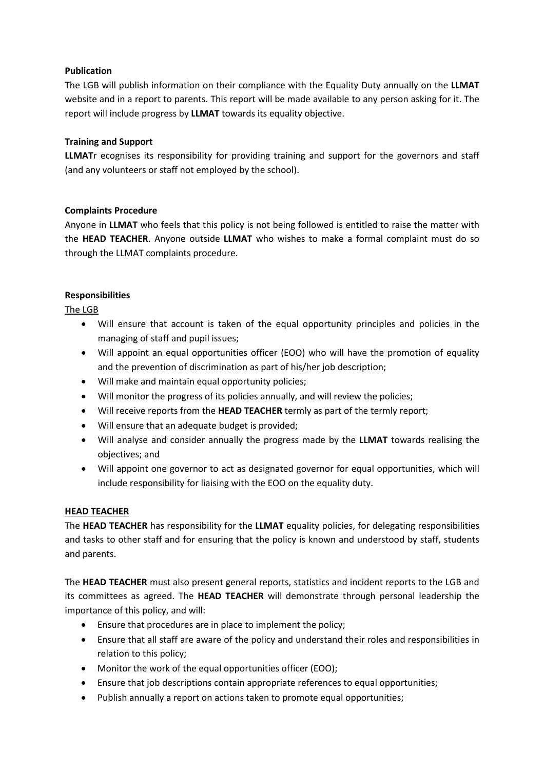**Publication**

The LGB will publish information on their compliance with the Equality Duty annually on the **LLMAT** website and in a report to parents. This report will be made available to any person asking for it. The report will include progress by **LLMAT** towards its equality objective.

**Training and Support**

**LLMAT**r ecognises its responsibility for providing training and support for the governors and staff (and any volunteers or staff not employed by the school).

**Complaints Procedure**

Anyone in **LLMAT** who feels that this policy is not being followed is entitled to raise the matter with the **HEAD TEACHER**. Anyone outside **LLMAT** who wishes to make a formal complaint must do so through the LLMAT complaints procedure.

**Responsibilities**

The LGB

- Will ensure that account is taken of the equal opportunity principles and policies in the managing of staff and pupil issues;
- Will appoint an equal opportunities officer (EOO) who will have the promotion of equality and the prevention of discrimination as part of his/her job description;
- Will make and maintain equal opportunity policies;
- Will monitor the progress of its policies annually, and will review the policies;
- Will receive reports from the **HEAD TEACHER** termly as part of the termly report;
- Will ensure that an adequate budget is provided;
- Will analyse and consider annually the progress made by the **LLMAT** towards realising the objectives; and
- Will appoint one governor to act as designated governor for equal opportunities, which will include responsibility for liaising with the EOO on the equality duty.

**HEAD TEACHER**

The **HEAD TEACHER** has responsibility for the **LLMAT** equality policies, for delegating responsibilities and tasks to other staff and for ensuring that the policy is known and understood by staff, students and parents.

The **HEAD TEACHER** must also present general reports, statistics and incident reports to the LGB and its committees as agreed. The **HEAD TEACHER** will demonstrate through personal leadership the importance of this policy, and will:

- Ensure that procedures are in place to implement the policy;
- Ensure that all staff are aware of the policy and understand their roles and responsibilities in relation to this policy;
- Monitor the work of the equal opportunities officer (EOO);
- Ensure that job descriptions contain appropriate references to equal opportunities;
- Publish annually a report on actions taken to promote equal opportunities;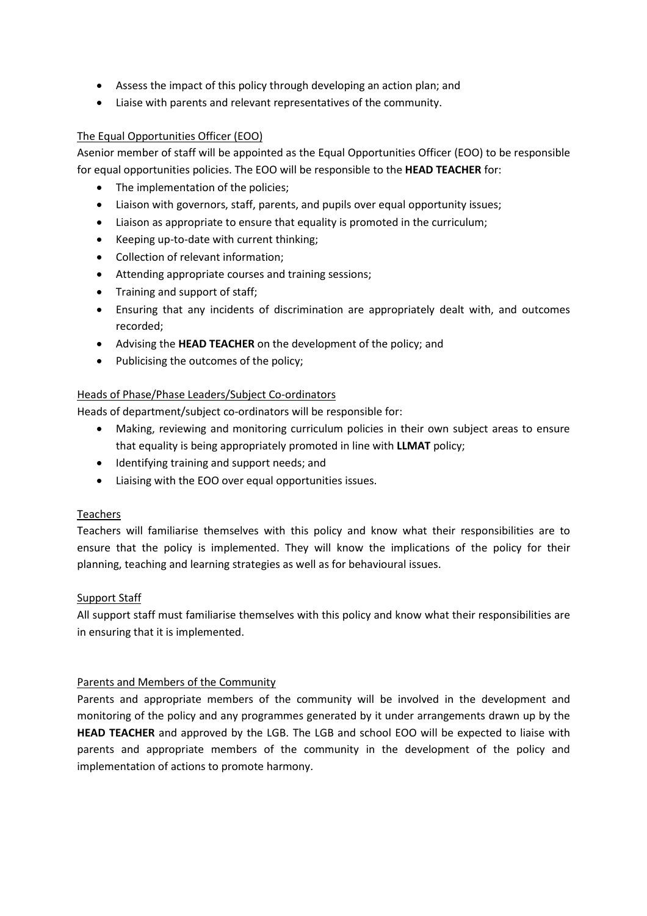- Assess the impact of this policy through developing an action plan; and
- Liaise with parents and relevant representatives of the community.

The Equal Opportunities Officer (EOO)

Asenior member of staff will be appointed as the Equal Opportunities Officer (EOO) to be responsible for equal opportunities policies. The EOO will be responsible to the **HEAD TEACHER** for:

- The implementation of the policies;
- Liaison with governors, staff, parents, and pupils over equal opportunity issues;
- Liaison as appropriate to ensure that equality is promoted in the curriculum;
- Keeping up-to-date with current thinking;
- Collection of relevant information;
- Attending appropriate courses and training sessions;
- Training and support of staff;
- Ensuring that any incidents of discrimination are appropriately dealt with, and outcomes recorded;
- Advising the **HEAD TEACHER** on the development of the policy; and
- Publicising the outcomes of the policy;

Heads of Phase/Phase Leaders/Subject Co-ordinators

Heads of department/subject co-ordinators will be responsible for:

- Making, reviewing and monitoring curriculum policies in their own subject areas to ensure that equality is being appropriately promoted in line with **LLMAT** policy;
- Identifying training and support needs; and
- Liaising with the EOO over equal opportunities issues.

Teachers

Teachers will familiarise themselves with this policy and know what their responsibilities are to ensure that the policy is implemented. They will know the implications of the policy for their planning, teaching and learning strategies as well as for behavioural issues.

Support Staff

All support staff must familiarise themselves with this policy and know what their responsibilities are in ensuring that it is implemented.

Parents and Members of the Community

Parents and appropriate members of the community will be involved in the development and monitoring of the policy and any programmes generated by it under arrangements drawn up by the **HEAD TEACHER** and approved by the LGB. The LGB and school EOO will be expected to liaise with parents and appropriate members of the community in the development of the policy and implementation of actions to promote harmony.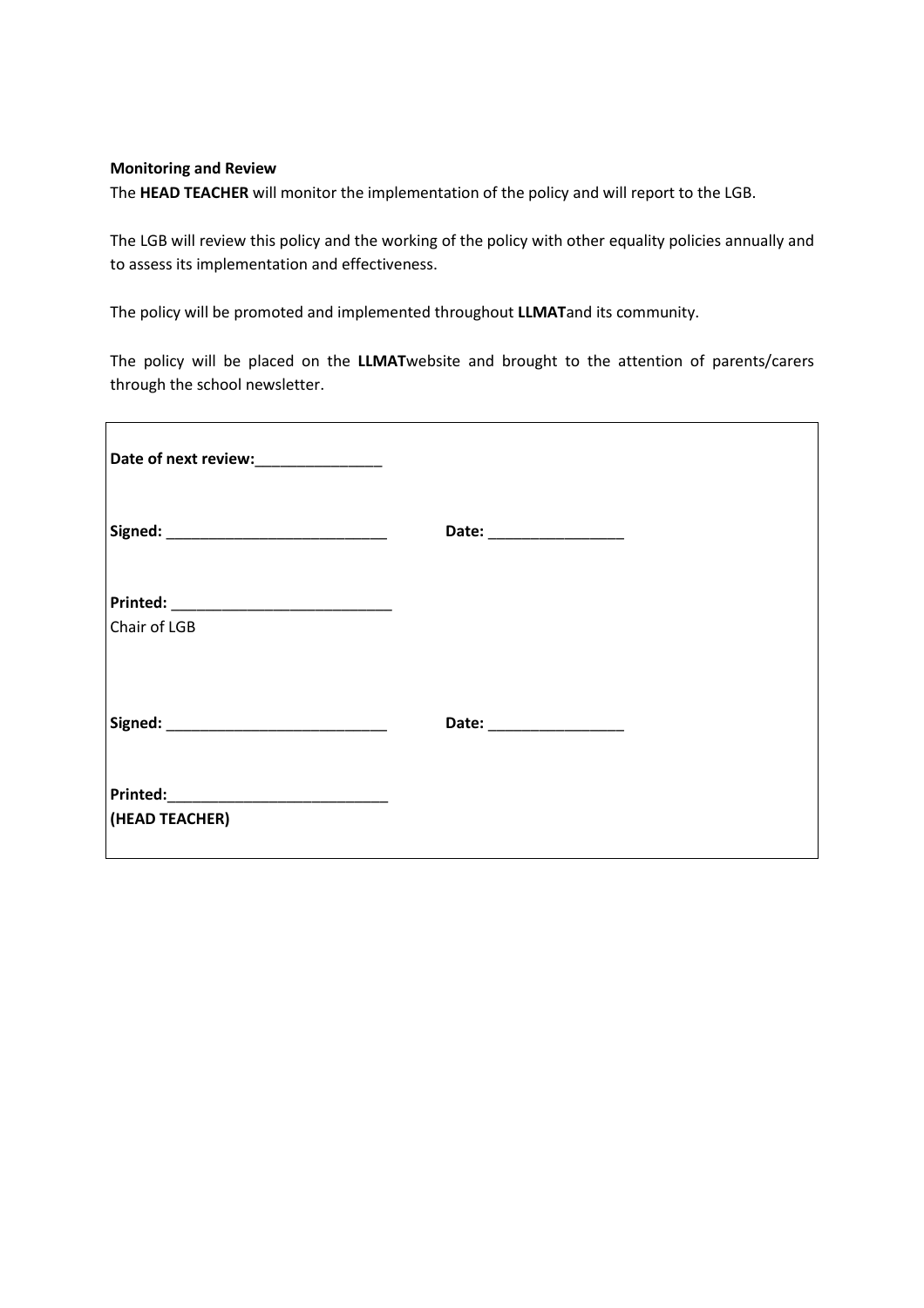**Monitoring and Review**

The **HEAD TEACHER** will monitor the implementation of the policy and will report to the LGB.

The LGB will review this policy and the working of the policy with other equality policies annually and to assess its implementation and effectiveness.

The policy will be promoted and implemented throughout **LLMAT**and its community.

The policy will be placed on the **LLMAT**website and brought to the attention of parents/carers through the school newsletter.

**Date of next review:**_______________

**Signed:** ___________________________ **Date:** _________________

**Printed:** ___________________________
Chair of LGB

**Signed:** ___________________________ **Date:** _________________

**Printed:**___________________________
**(HEAD TEACHER)**